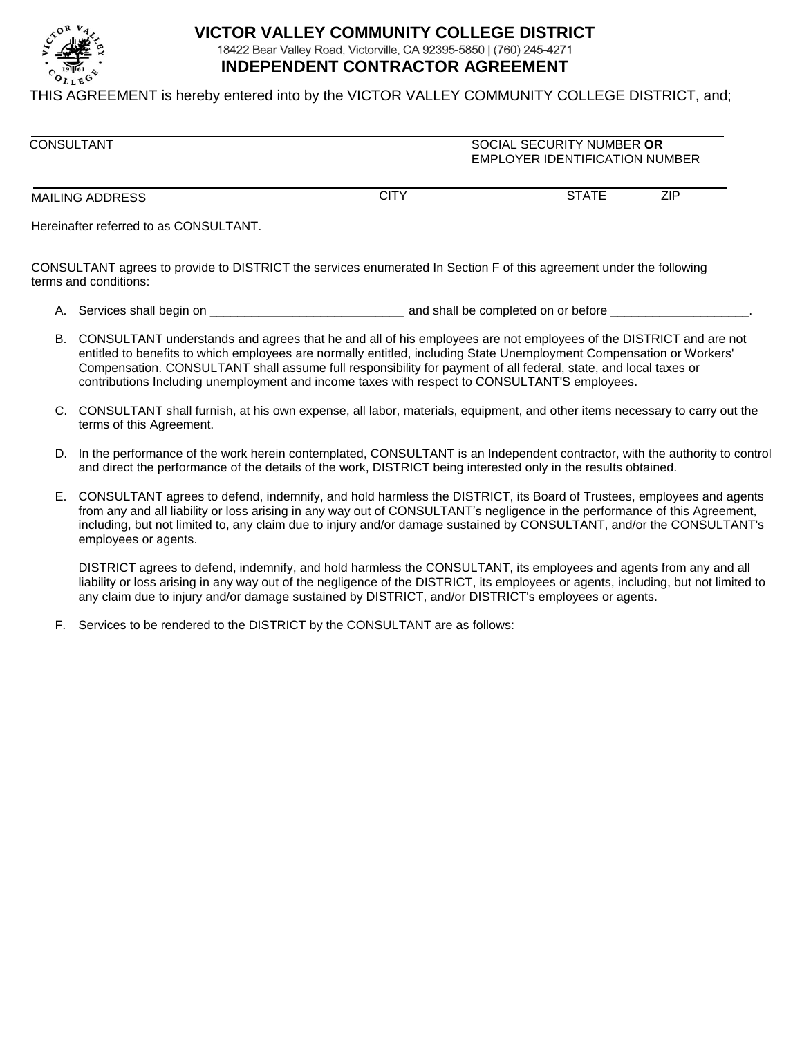# VICTOR VALLEY COMMUNITY COLLEGE DISTRICT

18422 Bear Valley Road, Victorville, CA 92395-5850 | (760) 245-4271

## INDEPENDENT CONTRACTOR AGREEMENT

THIS AGREEMENT is hereby entered into by the VICTOR VALLEY COMMUNITY COLLEGE DISTRICT, and;

| CONSULTANT | | SOCIAL SECURITY NUMBER **OR** EMPLOYER IDENTIFICATION NUMBER | |
|---|---|---|---|
| MAILING ADDRESS | CITY | STATE | ZIP |

Hereinafter referred to as CONSULTANT.

CONSULTANT agrees to provide to DISTRICT the services enumerated In Section F of this agreement under the following terms and conditions:

A. Services shall begin on ____________________________ and shall be completed on or before ____________________.

B. CONSULTANT understands and agrees that he and all of his employees are not employees of the DISTRICT and are not entitled to benefits to which employees are normally entitled, including State Unemployment Compensation or Workers' Compensation. CONSULTANT shall assume full responsibility for payment of all federal, state, and local taxes or contributions Including unemployment and income taxes with respect to CONSULTANT'S employees.

C. CONSULTANT shall furnish, at his own expense, all labor, materials, equipment, and other items necessary to carry out the terms of this Agreement.

D. In the performance of the work herein contemplated, CONSULTANT is an Independent contractor, with the authority to control and direct the performance of the details of the work, DISTRICT being interested only in the results obtained.

E. CONSULTANT agrees to defend, indemnify, and hold harmless the DISTRICT, its Board of Trustees, employees and agents from any and all liability or loss arising in any way out of CONSULTANT's negligence in the performance of this Agreement, including, but not limited to, any claim due to injury and/or damage sustained by CONSULTANT, and/or the CONSULTANT's employees or agents.

   DISTRICT agrees to defend, indemnify, and hold harmless the CONSULTANT, its employees and agents from any and all liability or loss arising in any way out of the negligence of the DISTRICT, its employees or agents, including, but not limited to any claim due to injury and/or damage sustained by DISTRICT, and/or DISTRICT's employees or agents.

F. Services to be rendered to the DISTRICT by the CONSULTANT are as follows: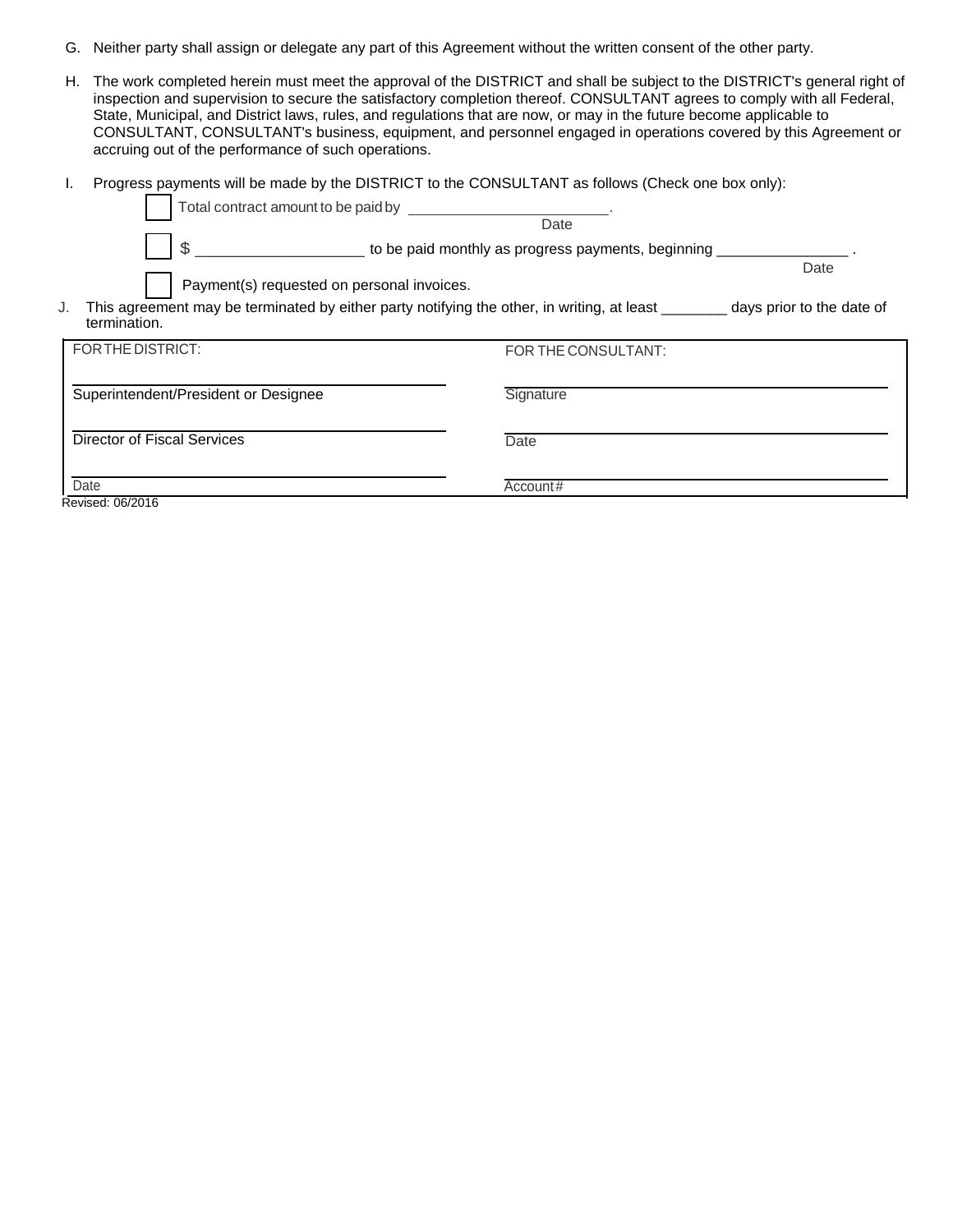G. Neither party shall assign or delegate any part of this Agreement without the written consent of the other party.

H. The work completed herein must meet the approval of the DISTRICT and shall be subject to the DISTRICT's general right of inspection and supervision to secure the satisfactory completion thereof. CONSULTANT agrees to comply with all Federal, State, Municipal, and District laws, rules, and regulations that are now, or may in the future become applicable to CONSULTANT, CONSULTANT's business, equipment, and personnel engaged in operations covered by this Agreement or accruing out of the performance of such operations.

I. Progress payments will be made by the DISTRICT to the CONSULTANT as follows (Check one box only):

☐ Total contract amount to be paid by ________________________.
Date

☐ $ ____________________ to be paid monthly as progress payments, beginning ________________ .
Date

☐ Payment(s) requested on personal invoices.

J. This agreement may be terminated by either party notifying the other, in writing, at least ________ days prior to the date of termination.

| FOR THE DISTRICT: | FOR THE CONSULTANT: |
|---|---|
| ______________________________ | ______________________________ |
| Superintendent/President or Designee | Signature |
| ______________________________ | ______________________________ |
| Director of Fiscal Services | Date |
| ______________________________ | ______________________________ |
| Date | Account# |

Revised: 06/2016